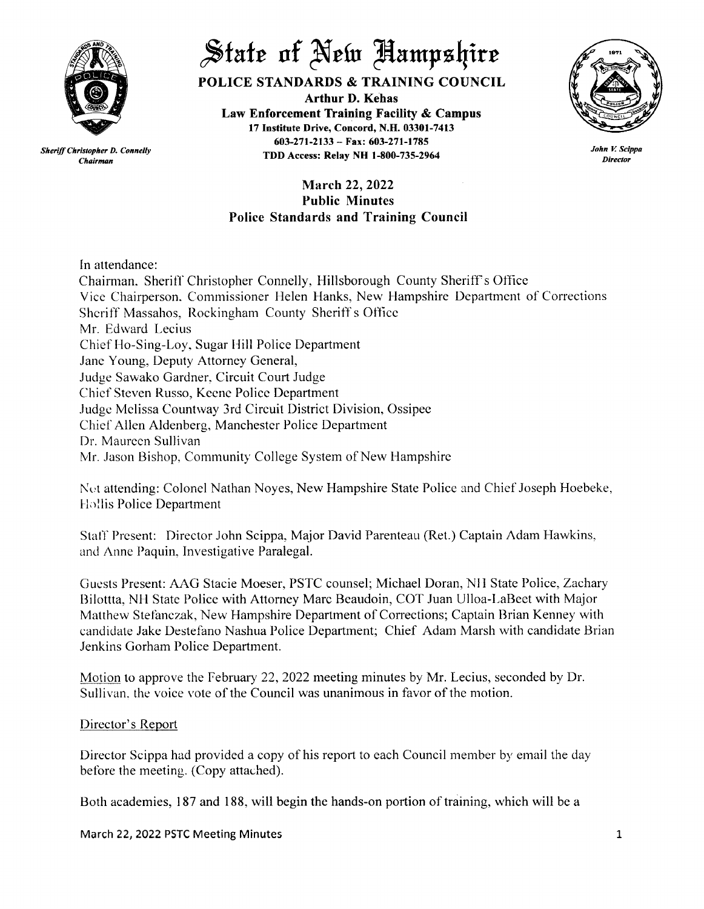# State of New Hampshire

**POLICE STANDARDS & TRAINING COUNCIL**

**Arthur D. Kehas**
**Law Enforcement Training Facility & Campus**
**17 Institute Drive, Concord, N.H. 03301-7413**
**603-271-2133 – Fax: 603-271-1785**
**TDD Access: Relay NH 1-800-735-2964**

*Sheriff Christopher D. Connelly*
*Chairman*

*John V. Scippa*
*Director*

## March 22, 2022
## Public Minutes
## Police Standards and Training Council

In attendance:
Chairman, Sheriff Christopher Connelly, Hillsborough County Sheriff's Office
Vice Chairperson, Commissioner Helen Hanks, New Hampshire Department of Corrections
Sheriff Massahos, Rockingham County Sheriff's Office
Mr. Edward Lecius
Chief Ho-Sing-Loy, Sugar Hill Police Department
Jane Young, Deputy Attorney General,
Judge Sawako Gardner, Circuit Court Judge
Chief Steven Russo, Keene Police Department
Judge Melissa Countway 3rd Circuit District Division, Ossipee
Chief Allen Aldenberg, Manchester Police Department
Dr. Maureen Sullivan
Mr. Jason Bishop, Community College System of New Hampshire

Not attending: Colonel Nathan Noyes, New Hampshire State Police and Chief Joseph Hoebeke, Hollis Police Department

Staff Present: Director John Scippa, Major David Parenteau (Ret.) Captain Adam Hawkins, and Anne Paquin, Investigative Paralegal.

Guests Present: AAG Stacie Moeser, PSTC counsel; Michael Doran, NH State Police, Zachary Bilottta, NH State Police with Attorney Marc Beaudoin, COT Juan Ulloa-LaBeet with Major Matthew Stefanczak, New Hampshire Department of Corrections; Captain Brian Kenney with candidate Jake Destefano Nashua Police Department; Chief Adam Marsh with candidate Brian Jenkins Gorham Police Department.

Motion to approve the February 22, 2022 meeting minutes by Mr. Lecius, seconded by Dr. Sullivan, the voice vote of the Council was unanimous in favor of the motion.

Director's Report

Director Scippa had provided a copy of his report to each Council member by email the day before the meeting. (Copy attached).

Both academies, 187 and 188, will begin the hands-on portion of training, which will be a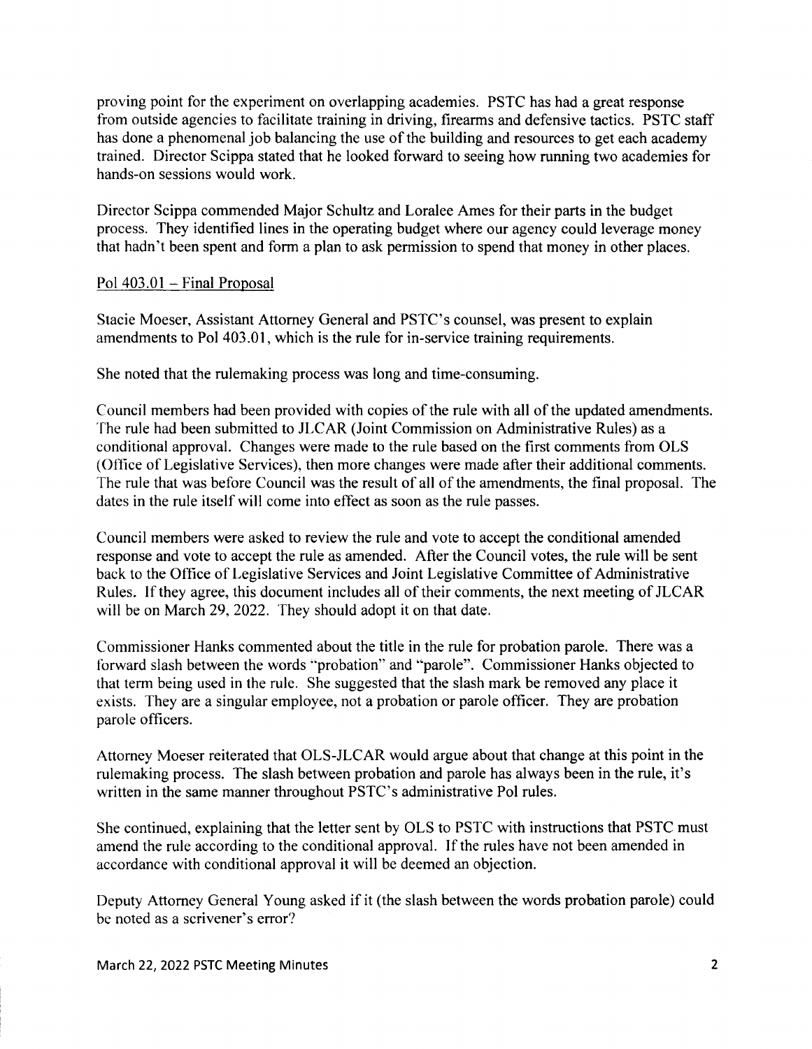proving point for the experiment on overlapping academies. PSTC has had a great response from outside agencies to facilitate training in driving, firearms and defensive tactics. PSTC staff has done a phenomenal job balancing the use of the building and resources to get each academy trained. Director Scippa stated that he looked forward to seeing how running two academies for hands-on sessions would work.

Director Scippa commended Major Schultz and Loralee Ames for their parts in the budget process. They identified lines in the operating budget where our agency could leverage money that hadn't been spent and form a plan to ask permission to spend that money in other places.

Pol 403.01 – Final Proposal

Stacie Moeser, Assistant Attorney General and PSTC's counsel, was present to explain amendments to Pol 403.01, which is the rule for in-service training requirements.

She noted that the rulemaking process was long and time-consuming.

Council members had been provided with copies of the rule with all of the updated amendments. The rule had been submitted to JLCAR (Joint Commission on Administrative Rules) as a conditional approval. Changes were made to the rule based on the first comments from OLS (Office of Legislative Services), then more changes were made after their additional comments. The rule that was before Council was the result of all of the amendments, the final proposal. The dates in the rule itself will come into effect as soon as the rule passes.

Council members were asked to review the rule and vote to accept the conditional amended response and vote to accept the rule as amended. After the Council votes, the rule will be sent back to the Office of Legislative Services and Joint Legislative Committee of Administrative Rules. If they agree, this document includes all of their comments, the next meeting of JLCAR will be on March 29, 2022. They should adopt it on that date.

Commissioner Hanks commented about the title in the rule for probation parole. There was a forward slash between the words "probation" and "parole". Commissioner Hanks objected to that term being used in the rule. She suggested that the slash mark be removed any place it exists. They are a singular employee, not a probation or parole officer. They are probation parole officers.

Attorney Moeser reiterated that OLS-JLCAR would argue about that change at this point in the rulemaking process. The slash between probation and parole has always been in the rule, it's written in the same manner throughout PSTC's administrative Pol rules.

She continued, explaining that the letter sent by OLS to PSTC with instructions that PSTC must amend the rule according to the conditional approval. If the rules have not been amended in accordance with conditional approval it will be deemed an objection.

Deputy Attorney General Young asked if it (the slash between the words probation parole) could be noted as a scrivener's error?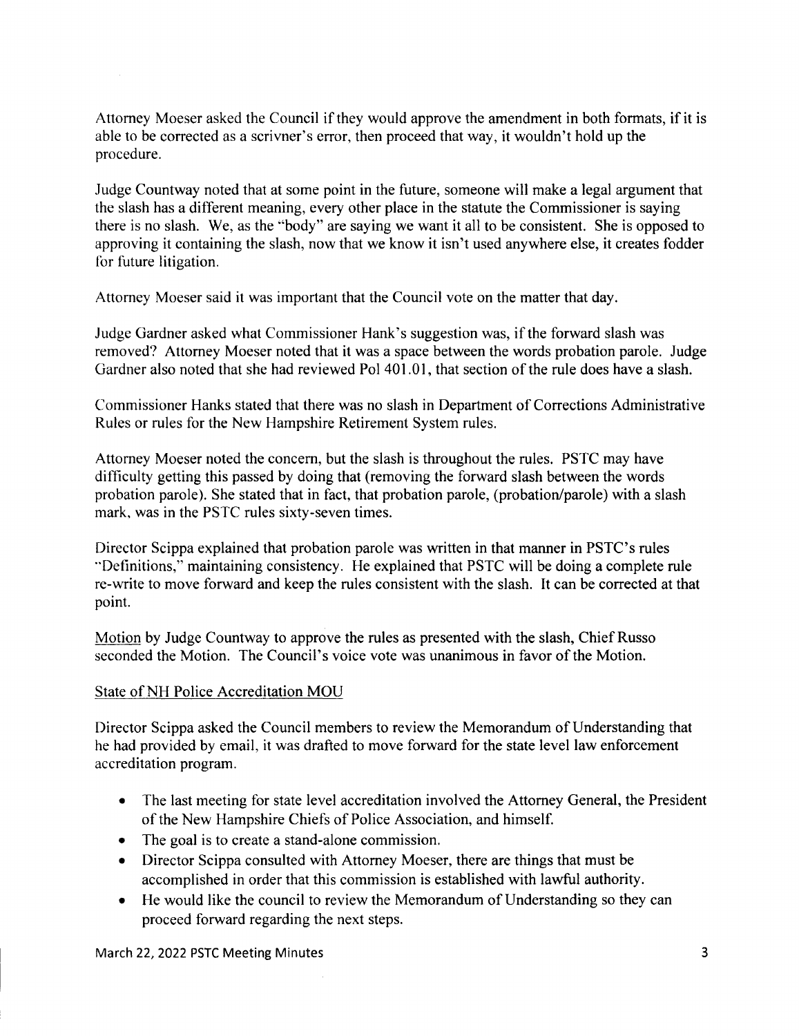Attorney Moeser asked the Council if they would approve the amendment in both formats, if it is able to be corrected as a scrivner's error, then proceed that way, it wouldn't hold up the procedure.

Judge Countway noted that at some point in the future, someone will make a legal argument that the slash has a different meaning, every other place in the statute the Commissioner is saying there is no slash. We, as the "body" are saying we want it all to be consistent. She is opposed to approving it containing the slash, now that we know it isn't used anywhere else, it creates fodder for future litigation.

Attorney Moeser said it was important that the Council vote on the matter that day.

Judge Gardner asked what Commissioner Hank's suggestion was, if the forward slash was removed? Attorney Moeser noted that it was a space between the words probation parole. Judge Gardner also noted that she had reviewed Pol 401.01, that section of the rule does have a slash.

Commissioner Hanks stated that there was no slash in Department of Corrections Administrative Rules or rules for the New Hampshire Retirement System rules.

Attorney Moeser noted the concern, but the slash is throughout the rules. PSTC may have difficulty getting this passed by doing that (removing the forward slash between the words probation parole). She stated that in fact, that probation parole, (probation/parole) with a slash mark, was in the PSTC rules sixty-seven times.

Director Scippa explained that probation parole was written in that manner in PSTC's rules "Definitions," maintaining consistency. He explained that PSTC will be doing a complete rule re-write to move forward and keep the rules consistent with the slash. It can be corrected at that point.

Motion by Judge Countway to approve the rules as presented with the slash, Chief Russo seconded the Motion. The Council's voice vote was unanimous in favor of the Motion.

State of NH Police Accreditation MOU

Director Scippa asked the Council members to review the Memorandum of Understanding that he had provided by email, it was drafted to move forward for the state level law enforcement accreditation program.

- The last meeting for state level accreditation involved the Attorney General, the President of the New Hampshire Chiefs of Police Association, and himself.
- The goal is to create a stand-alone commission.
- Director Scippa consulted with Attorney Moeser, there are things that must be accomplished in order that this commission is established with lawful authority.
- He would like the council to review the Memorandum of Understanding so they can proceed forward regarding the next steps.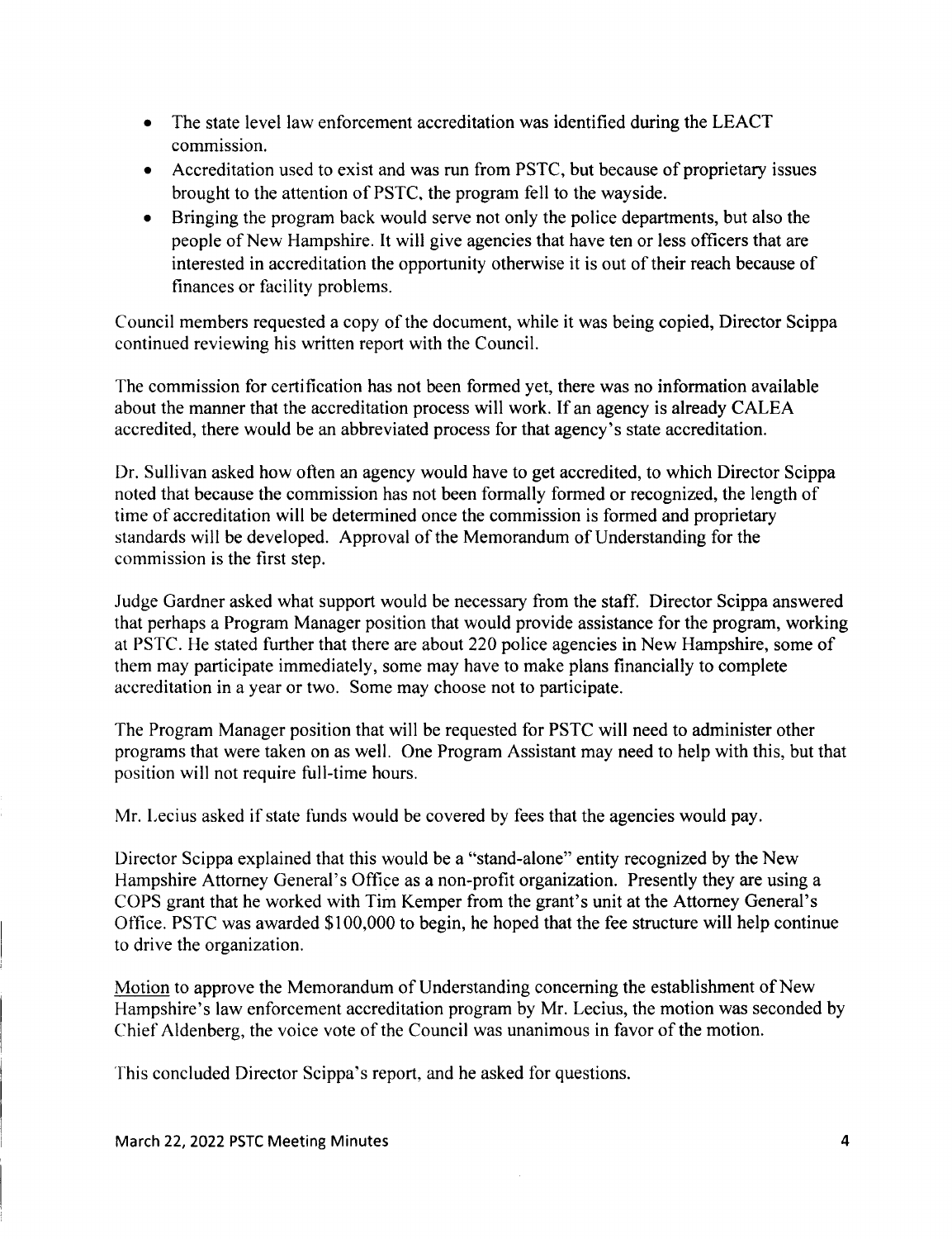- The state level law enforcement accreditation was identified during the LEACT commission.
- Accreditation used to exist and was run from PSTC, but because of proprietary issues brought to the attention of PSTC, the program fell to the wayside.
- Bringing the program back would serve not only the police departments, but also the people of New Hampshire. It will give agencies that have ten or less officers that are interested in accreditation the opportunity otherwise it is out of their reach because of finances or facility problems.

Council members requested a copy of the document, while it was being copied, Director Scippa continued reviewing his written report with the Council.

The commission for certification has not been formed yet, there was no information available about the manner that the accreditation process will work. If an agency is already CALEA accredited, there would be an abbreviated process for that agency's state accreditation.

Dr. Sullivan asked how often an agency would have to get accredited, to which Director Scippa noted that because the commission has not been formally formed or recognized, the length of time of accreditation will be determined once the commission is formed and proprietary standards will be developed. Approval of the Memorandum of Understanding for the commission is the first step.

Judge Gardner asked what support would be necessary from the staff. Director Scippa answered that perhaps a Program Manager position that would provide assistance for the program, working at PSTC. He stated further that there are about 220 police agencies in New Hampshire, some of them may participate immediately, some may have to make plans financially to complete accreditation in a year or two. Some may choose not to participate.

The Program Manager position that will be requested for PSTC will need to administer other programs that were taken on as well. One Program Assistant may need to help with this, but that position will not require full-time hours.

Mr. Lecius asked if state funds would be covered by fees that the agencies would pay.

Director Scippa explained that this would be a "stand-alone" entity recognized by the New Hampshire Attorney General's Office as a non-profit organization. Presently they are using a COPS grant that he worked with Tim Kemper from the grant's unit at the Attorney General's Office. PSTC was awarded $100,000 to begin, he hoped that the fee structure will help continue to drive the organization.

<u>Motion</u> to approve the Memorandum of Understanding concerning the establishment of New Hampshire's law enforcement accreditation program by Mr. Lecius, the motion was seconded by Chief Aldenberg, the voice vote of the Council was unanimous in favor of the motion.

This concluded Director Scippa's report, and he asked for questions.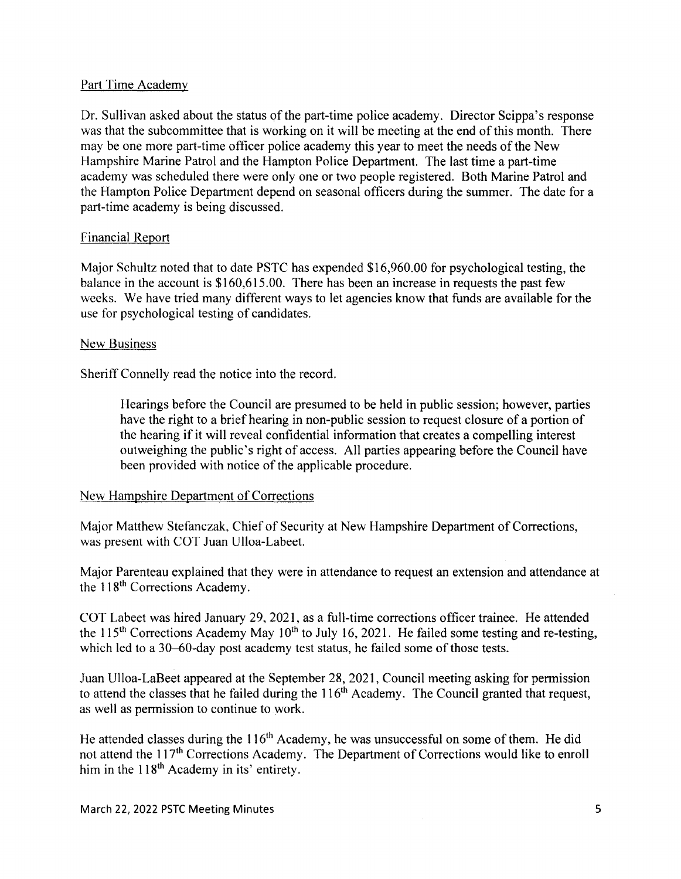## Part Time Academy

Dr. Sullivan asked about the status of the part-time police academy. Director Scippa's response was that the subcommittee that is working on it will be meeting at the end of this month. There may be one more part-time officer police academy this year to meet the needs of the New Hampshire Marine Patrol and the Hampton Police Department. The last time a part-time academy was scheduled there were only one or two people registered. Both Marine Patrol and the Hampton Police Department depend on seasonal officers during the summer. The date for a part-time academy is being discussed.

## Financial Report

Major Schultz noted that to date PSTC has expended $16,960.00 for psychological testing, the balance in the account is $160,615.00. There has been an increase in requests the past few weeks. We have tried many different ways to let agencies know that funds are available for the use for psychological testing of candidates.

## New Business

Sheriff Connelly read the notice into the record.

> Hearings before the Council are presumed to be held in public session; however, parties have the right to a brief hearing in non-public session to request closure of a portion of the hearing if it will reveal confidential information that creates a compelling interest outweighing the public's right of access. All parties appearing before the Council have been provided with notice of the applicable procedure.

## New Hampshire Department of Corrections

Major Matthew Stefanczak, Chief of Security at New Hampshire Department of Corrections, was present with COT Juan Ulloa-Labeet.

Major Parenteau explained that they were in attendance to request an extension and attendance at the 118th Corrections Academy.

COT Labeet was hired January 29, 2021, as a full-time corrections officer trainee. He attended the 115th Corrections Academy May 10th to July 16, 2021. He failed some testing and re-testing, which led to a 30–60-day post academy test status, he failed some of those tests.

Juan Ulloa-LaBeet appeared at the September 28, 2021, Council meeting asking for permission to attend the classes that he failed during the 116th Academy. The Council granted that request, as well as permission to continue to work.

He attended classes during the 116th Academy, he was unsuccessful on some of them. He did not attend the 117th Corrections Academy. The Department of Corrections would like to enroll him in the 118th Academy in its' entirety.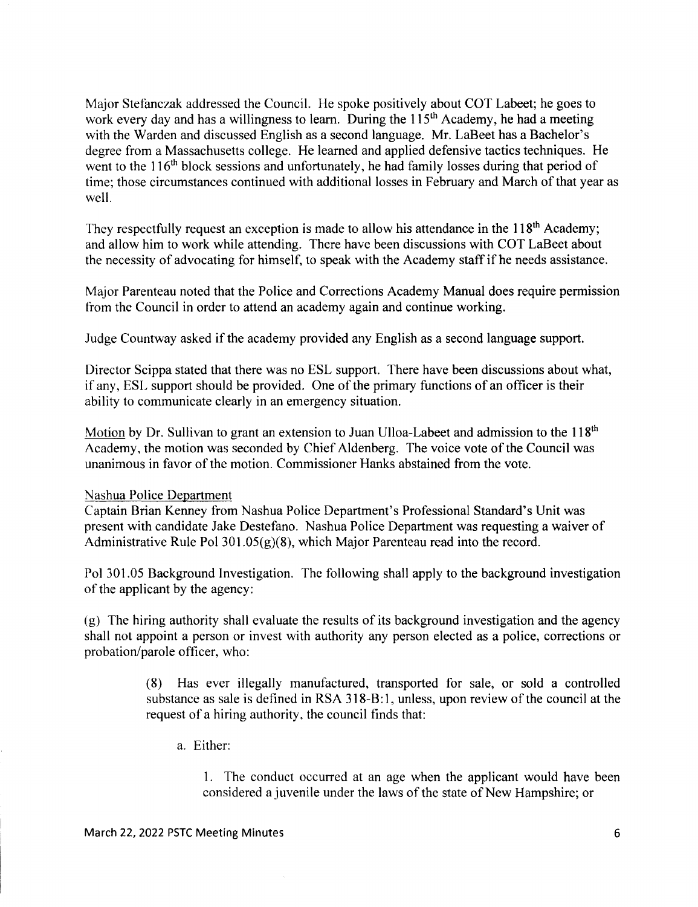Major Stefanczak addressed the Council. He spoke positively about COT Labeet; he goes to work every day and has a willingness to learn. During the 115th Academy, he had a meeting with the Warden and discussed English as a second language. Mr. LaBeet has a Bachelor's degree from a Massachusetts college. He learned and applied defensive tactics techniques. He went to the 116th block sessions and unfortunately, he had family losses during that period of time; those circumstances continued with additional losses in February and March of that year as well.

They respectfully request an exception is made to allow his attendance in the 118th Academy; and allow him to work while attending. There have been discussions with COT LaBeet about the necessity of advocating for himself, to speak with the Academy staff if he needs assistance.

Major Parenteau noted that the Police and Corrections Academy Manual does require permission from the Council in order to attend an academy again and continue working.

Judge Countway asked if the academy provided any English as a second language support.

Director Scippa stated that there was no ESL support. There have been discussions about what, if any, ESL support should be provided. One of the primary functions of an officer is their ability to communicate clearly in an emergency situation.

Motion by Dr. Sullivan to grant an extension to Juan Ulloa-Labeet and admission to the 118th Academy, the motion was seconded by Chief Aldenberg. The voice vote of the Council was unanimous in favor of the motion. Commissioner Hanks abstained from the vote.

Nashua Police Department

Captain Brian Kenney from Nashua Police Department's Professional Standard's Unit was present with candidate Jake Destefano. Nashua Police Department was requesting a waiver of Administrative Rule Pol 301.05(g)(8), which Major Parenteau read into the record.

Pol 301.05 Background Investigation. The following shall apply to the background investigation of the applicant by the agency:

(g) The hiring authority shall evaluate the results of its background investigation and the agency shall not appoint a person or invest with authority any person elected as a police, corrections or probation/parole officer, who:

> (8) Has ever illegally manufactured, transported for sale, or sold a controlled substance as sale is defined in RSA 318-B:1, unless, upon review of the council at the request of a hiring authority, the council finds that:
>
> a. Either:
>
> 1. The conduct occurred at an age when the applicant would have been considered a juvenile under the laws of the state of New Hampshire; or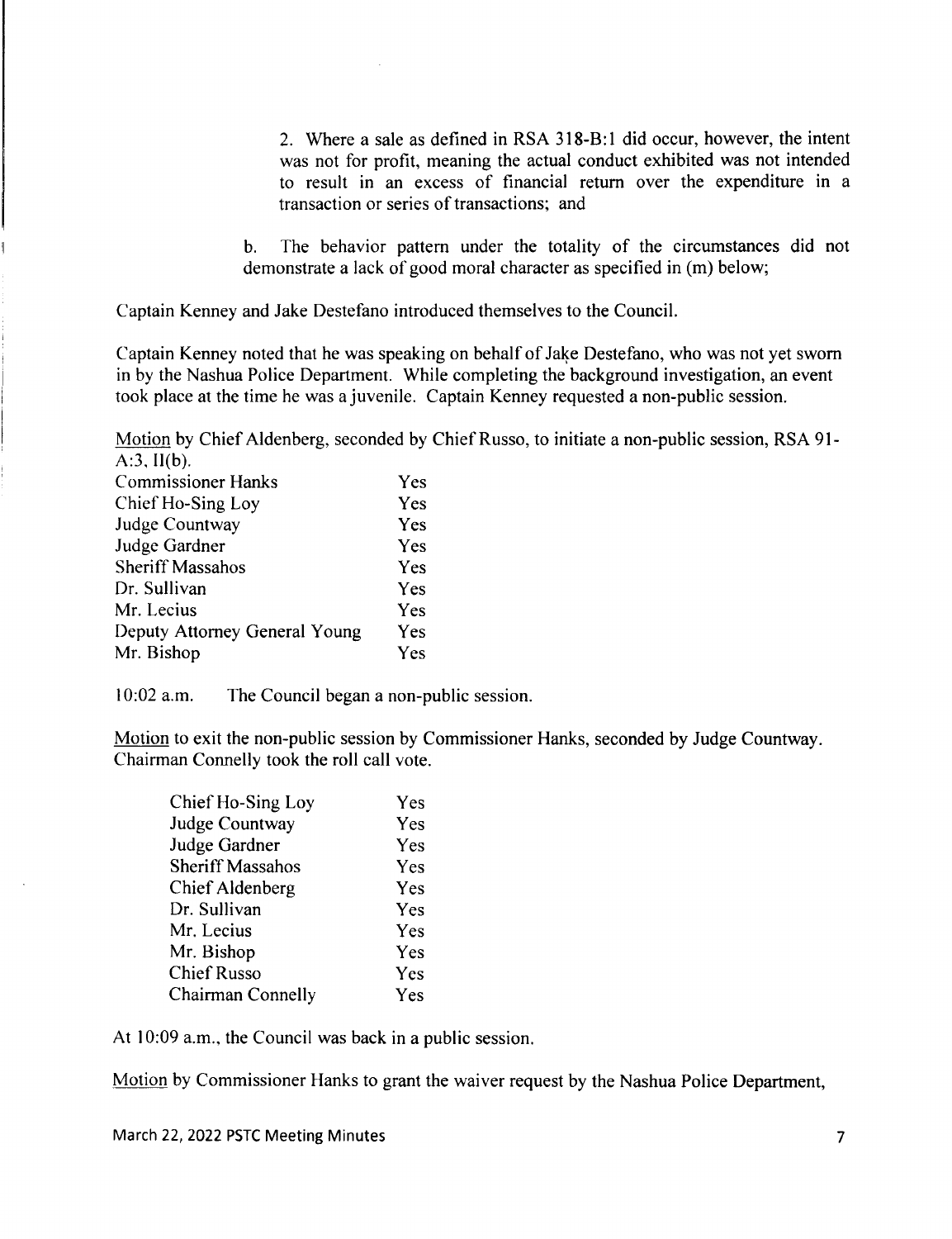2. Where a sale as defined in RSA 318-B:1 did occur, however, the intent was not for profit, meaning the actual conduct exhibited was not intended to result in an excess of financial return over the expenditure in a transaction or series of transactions; and

b. The behavior pattern under the totality of the circumstances did not demonstrate a lack of good moral character as specified in (m) below;

Captain Kenney and Jake Destefano introduced themselves to the Council.

Captain Kenney noted that he was speaking on behalf of Jake Destefano, who was not yet sworn in by the Nashua Police Department. While completing the background investigation, an event took place at the time he was a juvenile. Captain Kenney requested a non-public session.

Motion by Chief Aldenberg, seconded by Chief Russo, to initiate a non-public session, RSA 91-A:3, II(b).

| | |
|---|---|
| Commissioner Hanks | Yes |
| Chief Ho-Sing Loy | Yes |
| Judge Countway | Yes |
| Judge Gardner | Yes |
| Sheriff Massahos | Yes |
| Dr. Sullivan | Yes |
| Mr. Lecius | Yes |
| Deputy Attorney General Young | Yes |
| Mr. Bishop | Yes |

10:02 a.m. The Council began a non-public session.

Motion to exit the non-public session by Commissioner Hanks, seconded by Judge Countway. Chairman Connelly took the roll call vote.

| | |
|---|---|
| Chief Ho-Sing Loy | Yes |
| Judge Countway | Yes |
| Judge Gardner | Yes |
| Sheriff Massahos | Yes |
| Chief Aldenberg | Yes |
| Dr. Sullivan | Yes |
| Mr. Lecius | Yes |
| Mr. Bishop | Yes |
| Chief Russo | Yes |
| Chairman Connelly | Yes |

At 10:09 a.m., the Council was back in a public session.

Motion by Commissioner Hanks to grant the waiver request by the Nashua Police Department,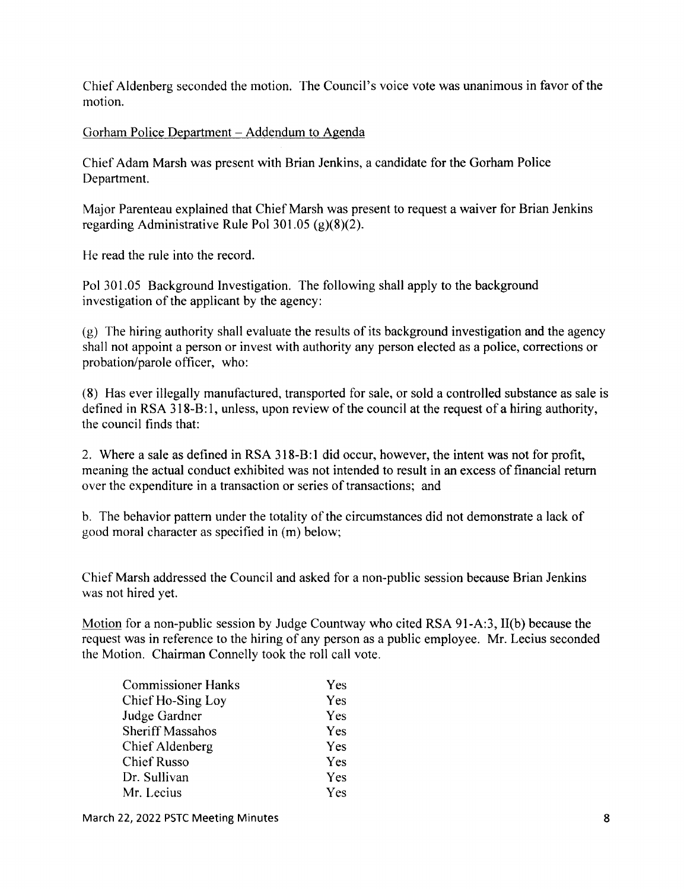Chief Aldenberg seconded the motion. The Council's voice vote was unanimous in favor of the motion.

<u>Gorham Police Department – Addendum to Agenda</u>

Chief Adam Marsh was present with Brian Jenkins, a candidate for the Gorham Police Department.

Major Parenteau explained that Chief Marsh was present to request a waiver for Brian Jenkins regarding Administrative Rule Pol 301.05 (g)(8)(2).

He read the rule into the record.

Pol 301.05 Background Investigation. The following shall apply to the background investigation of the applicant by the agency:

(g) The hiring authority shall evaluate the results of its background investigation and the agency shall not appoint a person or invest with authority any person elected as a police, corrections or probation/parole officer, who:

(8) Has ever illegally manufactured, transported for sale, or sold a controlled substance as sale is defined in RSA 318-B:1, unless, upon review of the council at the request of a hiring authority, the council finds that:

2. Where a sale as defined in RSA 318-B:1 did occur, however, the intent was not for profit, meaning the actual conduct exhibited was not intended to result in an excess of financial return over the expenditure in a transaction or series of transactions; and

b. The behavior pattern under the totality of the circumstances did not demonstrate a lack of good moral character as specified in (m) below;

Chief Marsh addressed the Council and asked for a non-public session because Brian Jenkins was not hired yet.

<u>Motion</u> for a non-public session by Judge Countway who cited RSA 91-A:3, II(b) because the request was in reference to the hiring of any person as a public employee. Mr. Lecius seconded the Motion. Chairman Connelly took the roll call vote.

| | |
|---|---|
| Commissioner Hanks | Yes |
| Chief Ho-Sing Loy | Yes |
| Judge Gardner | Yes |
| Sheriff Massahos | Yes |
| Chief Aldenberg | Yes |
| Chief Russo | Yes |
| Dr. Sullivan | Yes |
| Mr. Lecius | Yes |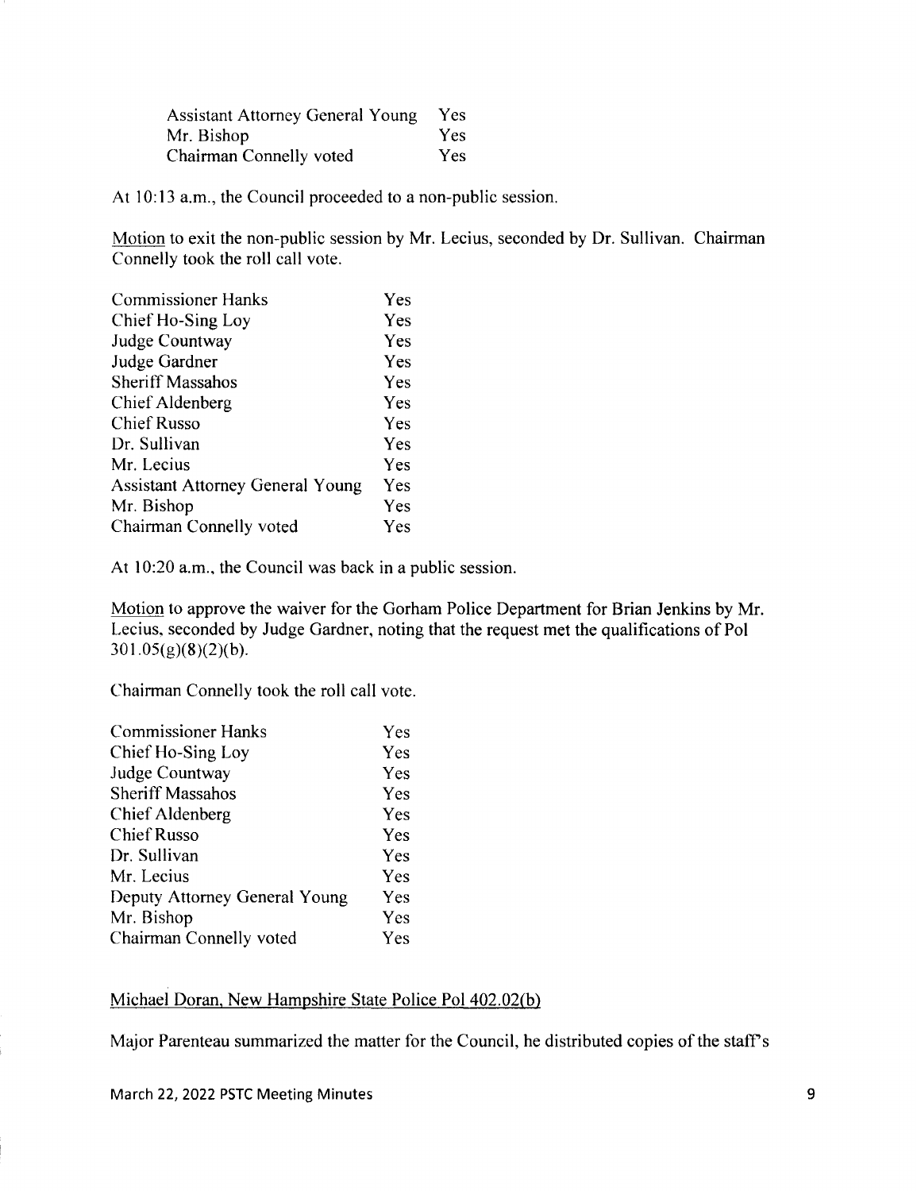| | |
|---|---|
| Assistant Attorney General Young | Yes |
| Mr. Bishop | Yes |
| Chairman Connelly voted | Yes |

At 10:13 a.m., the Council proceeded to a non-public session.

Motion to exit the non-public session by Mr. Lecius, seconded by Dr. Sullivan. Chairman Connelly took the roll call vote.

| | |
|---|---|
| Commissioner Hanks | Yes |
| Chief Ho-Sing Loy | Yes |
| Judge Countway | Yes |
| Judge Gardner | Yes |
| Sheriff Massahos | Yes |
| Chief Aldenberg | Yes |
| Chief Russo | Yes |
| Dr. Sullivan | Yes |
| Mr. Lecius | Yes |
| Assistant Attorney General Young | Yes |
| Mr. Bishop | Yes |
| Chairman Connelly voted | Yes |

At 10:20 a.m., the Council was back in a public session.

Motion to approve the waiver for the Gorham Police Department for Brian Jenkins by Mr. Lecius, seconded by Judge Gardner, noting that the request met the qualifications of Pol 301.05(g)(8)(2)(b).

Chairman Connelly took the roll call vote.

| | |
|---|---|
| Commissioner Hanks | Yes |
| Chief Ho-Sing Loy | Yes |
| Judge Countway | Yes |
| Sheriff Massahos | Yes |
| Chief Aldenberg | Yes |
| Chief Russo | Yes |
| Dr. Sullivan | Yes |
| Mr. Lecius | Yes |
| Deputy Attorney General Young | Yes |
| Mr. Bishop | Yes |
| Chairman Connelly voted | Yes |

Michael Doran, New Hampshire State Police Pol 402.02(b)

Major Parenteau summarized the matter for the Council, he distributed copies of the staff's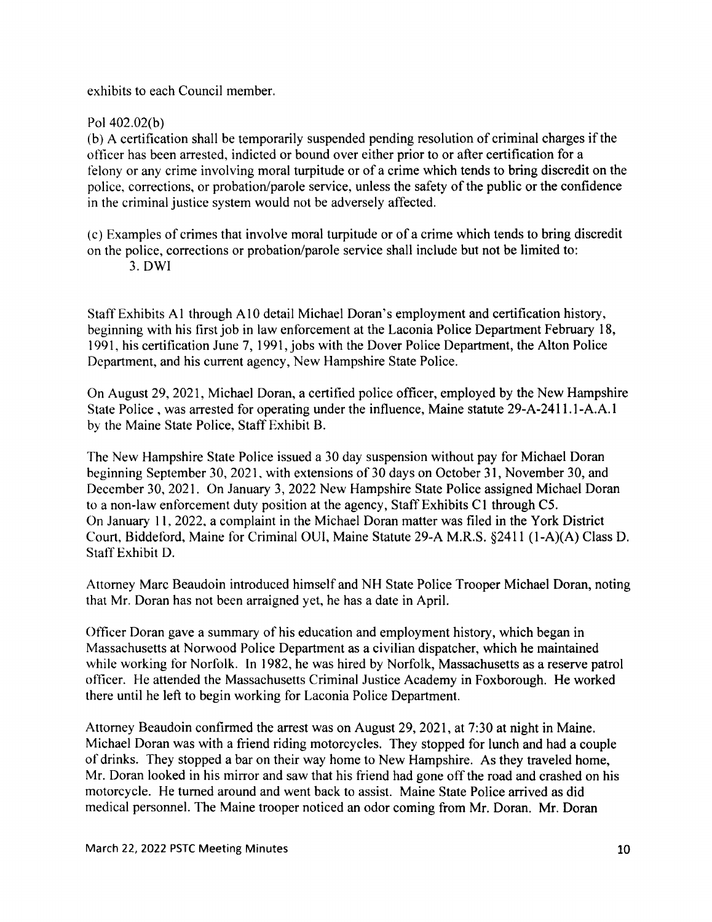exhibits to each Council member.

Pol 402.02(b)

(b) A certification shall be temporarily suspended pending resolution of criminal charges if the officer has been arrested, indicted or bound over either prior to or after certification for a felony or any crime involving moral turpitude or of a crime which tends to bring discredit on the police, corrections, or probation/parole service, unless the safety of the public or the confidence in the criminal justice system would not be adversely affected.

(c) Examples of crimes that involve moral turpitude or of a crime which tends to bring discredit on the police, corrections or probation/parole service shall include but not be limited to:

3. DWI

Staff Exhibits A1 through A10 detail Michael Doran's employment and certification history, beginning with his first job in law enforcement at the Laconia Police Department February 18, 1991, his certification June 7, 1991, jobs with the Dover Police Department, the Alton Police Department, and his current agency, New Hampshire State Police.

On August 29, 2021, Michael Doran, a certified police officer, employed by the New Hampshire State Police , was arrested for operating under the influence, Maine statute 29-A-2411.1-A.A.1 by the Maine State Police, Staff Exhibit B.

The New Hampshire State Police issued a 30 day suspension without pay for Michael Doran beginning September 30, 2021, with extensions of 30 days on October 31, November 30, and December 30, 2021. On January 3, 2022 New Hampshire State Police assigned Michael Doran to a non-law enforcement duty position at the agency, Staff Exhibits C1 through C5.
On January 11, 2022, a complaint in the Michael Doran matter was filed in the York District Court, Biddeford, Maine for Criminal OUI, Maine Statute 29-A M.R.S. §2411 (1-A)(A) Class D. Staff Exhibit D.

Attorney Marc Beaudoin introduced himself and NH State Police Trooper Michael Doran, noting that Mr. Doran has not been arraigned yet, he has a date in April.

Officer Doran gave a summary of his education and employment history, which began in Massachusetts at Norwood Police Department as a civilian dispatcher, which he maintained while working for Norfolk. In 1982, he was hired by Norfolk, Massachusetts as a reserve patrol officer. He attended the Massachusetts Criminal Justice Academy in Foxborough. He worked there until he left to begin working for Laconia Police Department.

Attorney Beaudoin confirmed the arrest was on August 29, 2021, at 7:30 at night in Maine. Michael Doran was with a friend riding motorcycles. They stopped for lunch and had a couple of drinks. They stopped a bar on their way home to New Hampshire. As they traveled home, Mr. Doran looked in his mirror and saw that his friend had gone off the road and crashed on his motorcycle. He turned around and went back to assist. Maine State Police arrived as did medical personnel. The Maine trooper noticed an odor coming from Mr. Doran. Mr. Doran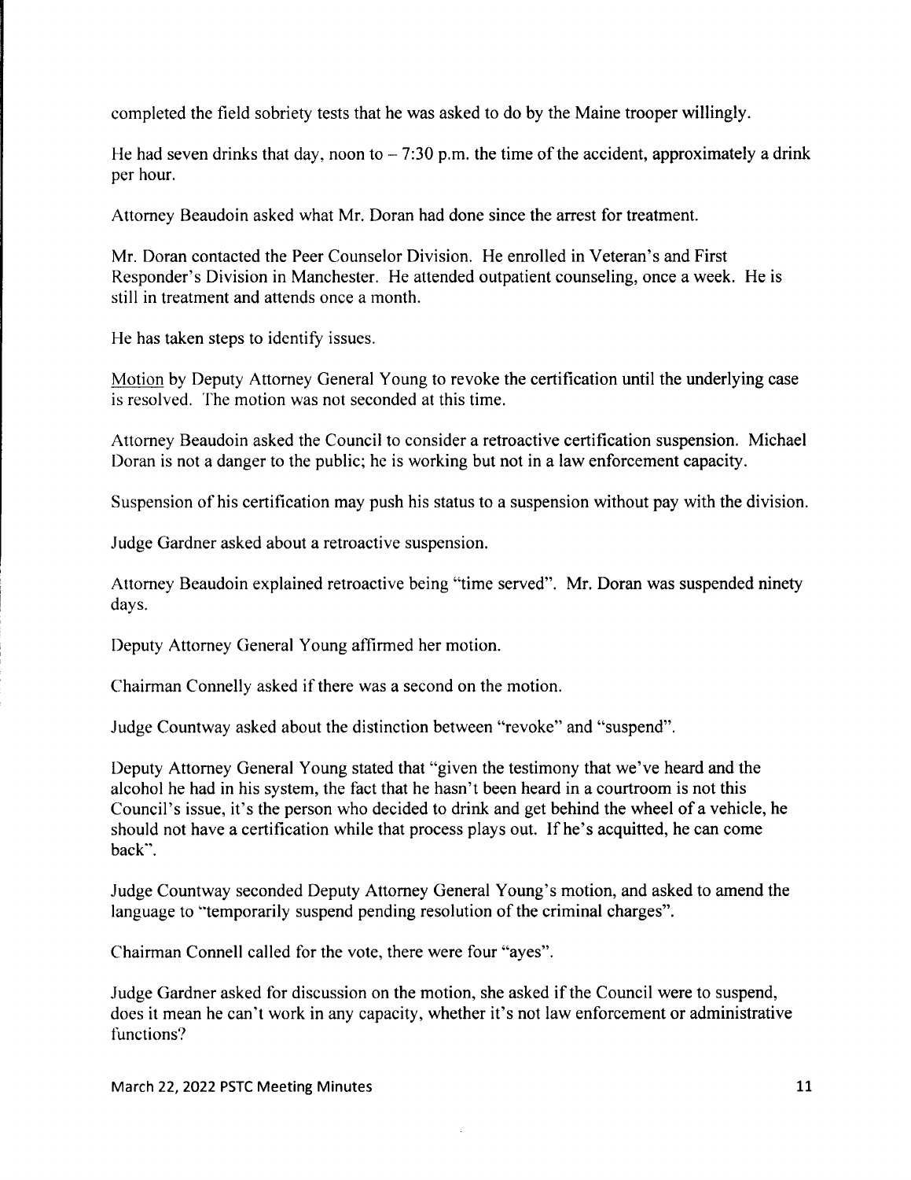completed the field sobriety tests that he was asked to do by the Maine trooper willingly.

He had seven drinks that day, noon to – 7:30 p.m. the time of the accident, approximately a drink per hour.

Attorney Beaudoin asked what Mr. Doran had done since the arrest for treatment.

Mr. Doran contacted the Peer Counselor Division. He enrolled in Veteran's and First Responder's Division in Manchester. He attended outpatient counseling, once a week. He is still in treatment and attends once a month.

He has taken steps to identify issues.

Motion by Deputy Attorney General Young to revoke the certification until the underlying case is resolved. The motion was not seconded at this time.

Attorney Beaudoin asked the Council to consider a retroactive certification suspension. Michael Doran is not a danger to the public; he is working but not in a law enforcement capacity.

Suspension of his certification may push his status to a suspension without pay with the division.

Judge Gardner asked about a retroactive suspension.

Attorney Beaudoin explained retroactive being "time served". Mr. Doran was suspended ninety days.

Deputy Attorney General Young affirmed her motion.

Chairman Connelly asked if there was a second on the motion.

Judge Countway asked about the distinction between "revoke" and "suspend".

Deputy Attorney General Young stated that "given the testimony that we've heard and the alcohol he had in his system, the fact that he hasn't been heard in a courtroom is not this Council's issue, it's the person who decided to drink and get behind the wheel of a vehicle, he should not have a certification while that process plays out. If he's acquitted, he can come back".

Judge Countway seconded Deputy Attorney General Young's motion, and asked to amend the language to "temporarily suspend pending resolution of the criminal charges".

Chairman Connell called for the vote, there were four "ayes".

Judge Gardner asked for discussion on the motion, she asked if the Council were to suspend, does it mean he can't work in any capacity, whether it's not law enforcement or administrative functions?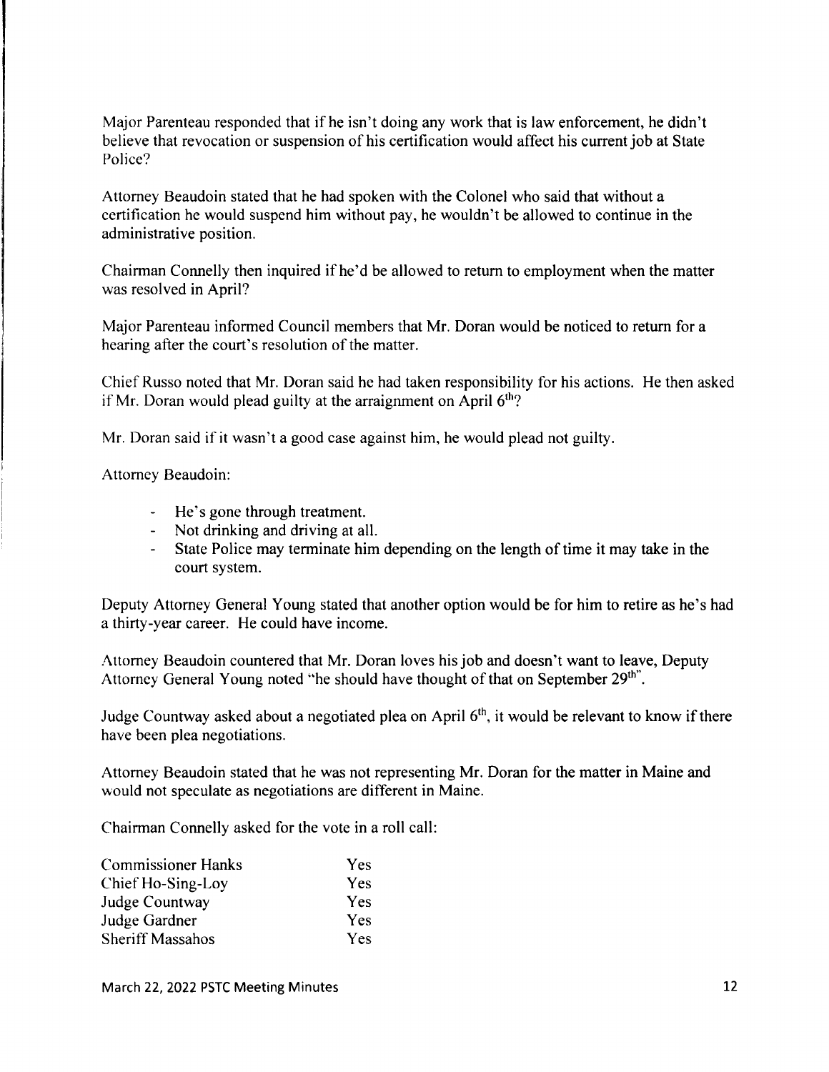Major Parenteau responded that if he isn't doing any work that is law enforcement, he didn't believe that revocation or suspension of his certification would affect his current job at State Police?

Attorney Beaudoin stated that he had spoken with the Colonel who said that without a certification he would suspend him without pay, he wouldn't be allowed to continue in the administrative position.

Chairman Connelly then inquired if he'd be allowed to return to employment when the matter was resolved in April?

Major Parenteau informed Council members that Mr. Doran would be noticed to return for a hearing after the court's resolution of the matter.

Chief Russo noted that Mr. Doran said he had taken responsibility for his actions. He then asked if Mr. Doran would plead guilty at the arraignment on April 6th?

Mr. Doran said if it wasn't a good case against him, he would plead not guilty.

Attorney Beaudoin:

- He's gone through treatment.
- Not drinking and driving at all.
- State Police may terminate him depending on the length of time it may take in the court system.

Deputy Attorney General Young stated that another option would be for him to retire as he's had a thirty-year career. He could have income.

Attorney Beaudoin countered that Mr. Doran loves his job and doesn't want to leave, Deputy Attorney General Young noted "he should have thought of that on September 29th".

Judge Countway asked about a negotiated plea on April 6th, it would be relevant to know if there have been plea negotiations.

Attorney Beaudoin stated that he was not representing Mr. Doran for the matter in Maine and would not speculate as negotiations are different in Maine.

Chairman Connelly asked for the vote in a roll call:

| | |
|---|---|
| Commissioner Hanks | Yes |
| Chief Ho-Sing-Loy | Yes |
| Judge Countway | Yes |
| Judge Gardner | Yes |
| Sheriff Massahos | Yes |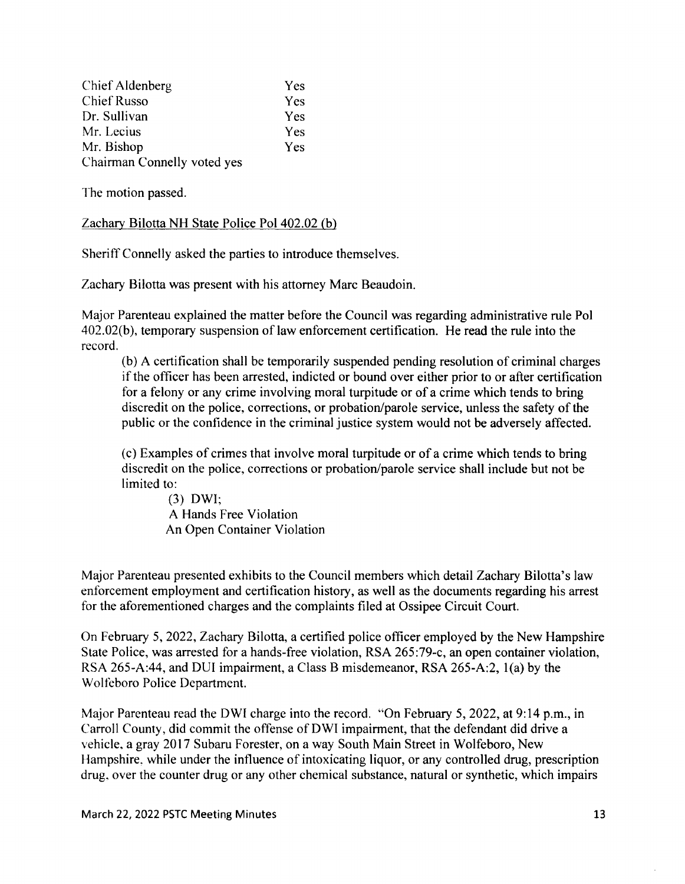| | |
|---|---|
| Chief Aldenberg | Yes |
| Chief Russo | Yes |
| Dr. Sullivan | Yes |
| Mr. Lecius | Yes |
| Mr. Bishop | Yes |

Chairman Connelly voted yes

The motion passed.

Zachary Bilotta NH State Police Pol 402.02 (b)

Sheriff Connelly asked the parties to introduce themselves.

Zachary Bilotta was present with his attorney Marc Beaudoin.

Major Parenteau explained the matter before the Council was regarding administrative rule Pol 402.02(b), temporary suspension of law enforcement certification. He read the rule into the record.

> (b) A certification shall be temporarily suspended pending resolution of criminal charges if the officer has been arrested, indicted or bound over either prior to or after certification for a felony or any crime involving moral turpitude or of a crime which tends to bring discredit on the police, corrections, or probation/parole service, unless the safety of the public or the confidence in the criminal justice system would not be adversely affected.
>
> (c) Examples of crimes that involve moral turpitude or of a crime which tends to bring discredit on the police, corrections or probation/parole service shall include but not be limited to:
>
> (3) DWI;
> A Hands Free Violation
> An Open Container Violation

Major Parenteau presented exhibits to the Council members which detail Zachary Bilotta's law enforcement employment and certification history, as well as the documents regarding his arrest for the aforementioned charges and the complaints filed at Ossipee Circuit Court.

On February 5, 2022, Zachary Bilotta, a certified police officer employed by the New Hampshire State Police, was arrested for a hands-free violation, RSA 265:79-c, an open container violation, RSA 265-A:44, and DUI impairment, a Class B misdemeanor, RSA 265-A:2, 1(a) by the Wolfeboro Police Department.

Major Parenteau read the DWI charge into the record. "On February 5, 2022, at 9:14 p.m., in Carroll County, did commit the offense of DWI impairment, that the defendant did drive a vehicle, a gray 2017 Subaru Forester, on a way South Main Street in Wolfeboro, New Hampshire, while under the influence of intoxicating liquor, or any controlled drug, prescription drug, over the counter drug or any other chemical substance, natural or synthetic, which impairs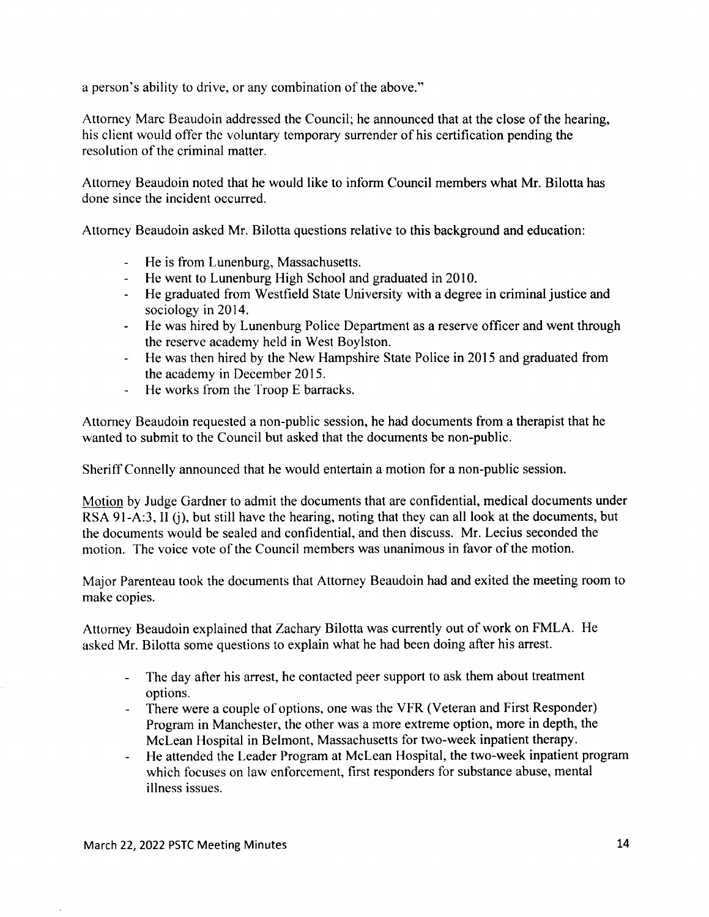a person's ability to drive, or any combination of the above."

Attorney Marc Beaudoin addressed the Council; he announced that at the close of the hearing, his client would offer the voluntary temporary surrender of his certification pending the resolution of the criminal matter.

Attorney Beaudoin noted that he would like to inform Council members what Mr. Bilotta has done since the incident occurred.

Attorney Beaudoin asked Mr. Bilotta questions relative to this background and education:

- He is from Lunenburg, Massachusetts.
- He went to Lunenburg High School and graduated in 2010.
- He graduated from Westfield State University with a degree in criminal justice and sociology in 2014.
- He was hired by Lunenburg Police Department as a reserve officer and went through the reserve academy held in West Boylston.
- He was then hired by the New Hampshire State Police in 2015 and graduated from the academy in December 2015.
- He works from the Troop E barracks.

Attorney Beaudoin requested a non-public session, he had documents from a therapist that he wanted to submit to the Council but asked that the documents be non-public.

Sheriff Connelly announced that he would entertain a motion for a non-public session.

Motion by Judge Gardner to admit the documents that are confidential, medical documents under RSA 91-A:3, II (j), but still have the hearing, noting that they can all look at the documents, but the documents would be sealed and confidential, and then discuss. Mr. Lecius seconded the motion. The voice vote of the Council members was unanimous in favor of the motion.

Major Parenteau took the documents that Attorney Beaudoin had and exited the meeting room to make copies.

Attorney Beaudoin explained that Zachary Bilotta was currently out of work on FMLA. He asked Mr. Bilotta some questions to explain what he had been doing after his arrest.

- The day after his arrest, he contacted peer support to ask them about treatment options.
- There were a couple of options, one was the VFR (Veteran and First Responder) Program in Manchester, the other was a more extreme option, more in depth, the McLean Hospital in Belmont, Massachusetts for two-week inpatient therapy.
- He attended the Leader Program at McLean Hospital, the two-week inpatient program which focuses on law enforcement, first responders for substance abuse, mental illness issues.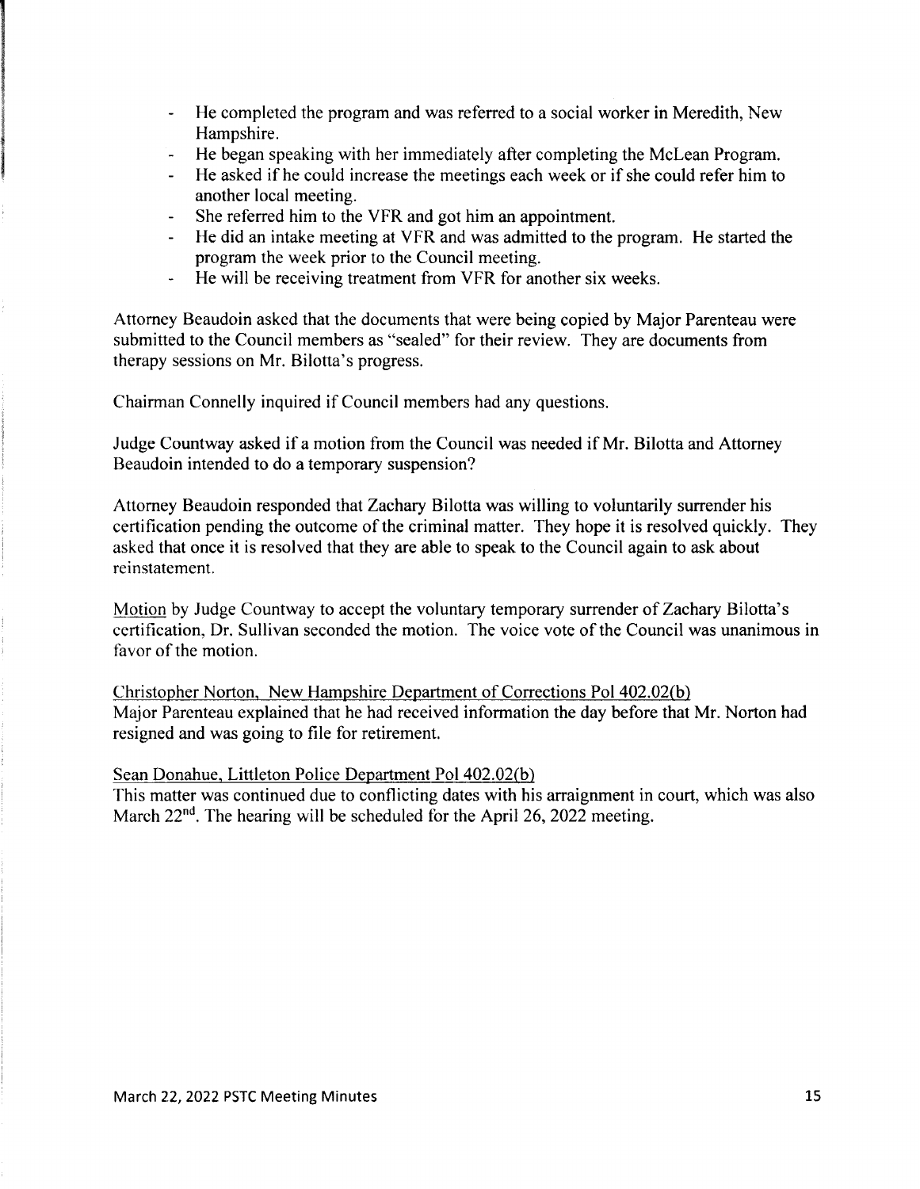- He completed the program and was referred to a social worker in Meredith, New Hampshire.
- He began speaking with her immediately after completing the McLean Program.
- He asked if he could increase the meetings each week or if she could refer him to another local meeting.
- She referred him to the VFR and got him an appointment.
- He did an intake meeting at VFR and was admitted to the program. He started the program the week prior to the Council meeting.
- He will be receiving treatment from VFR for another six weeks.

Attorney Beaudoin asked that the documents that were being copied by Major Parenteau were submitted to the Council members as "sealed" for their review. They are documents from therapy sessions on Mr. Bilotta's progress.

Chairman Connelly inquired if Council members had any questions.

Judge Countway asked if a motion from the Council was needed if Mr. Bilotta and Attorney Beaudoin intended to do a temporary suspension?

Attorney Beaudoin responded that Zachary Bilotta was willing to voluntarily surrender his certification pending the outcome of the criminal matter. They hope it is resolved quickly. They asked that once it is resolved that they are able to speak to the Council again to ask about reinstatement.

Motion by Judge Countway to accept the voluntary temporary surrender of Zachary Bilotta's certification, Dr. Sullivan seconded the motion. The voice vote of the Council was unanimous in favor of the motion.

Christopher Norton, New Hampshire Department of Corrections Pol 402.02(b)
Major Parenteau explained that he had received information the day before that Mr. Norton had resigned and was going to file for retirement.

Sean Donahue, Littleton Police Department Pol 402.02(b)
This matter was continued due to conflicting dates with his arraignment in court, which was also March 22nd. The hearing will be scheduled for the April 26, 2022 meeting.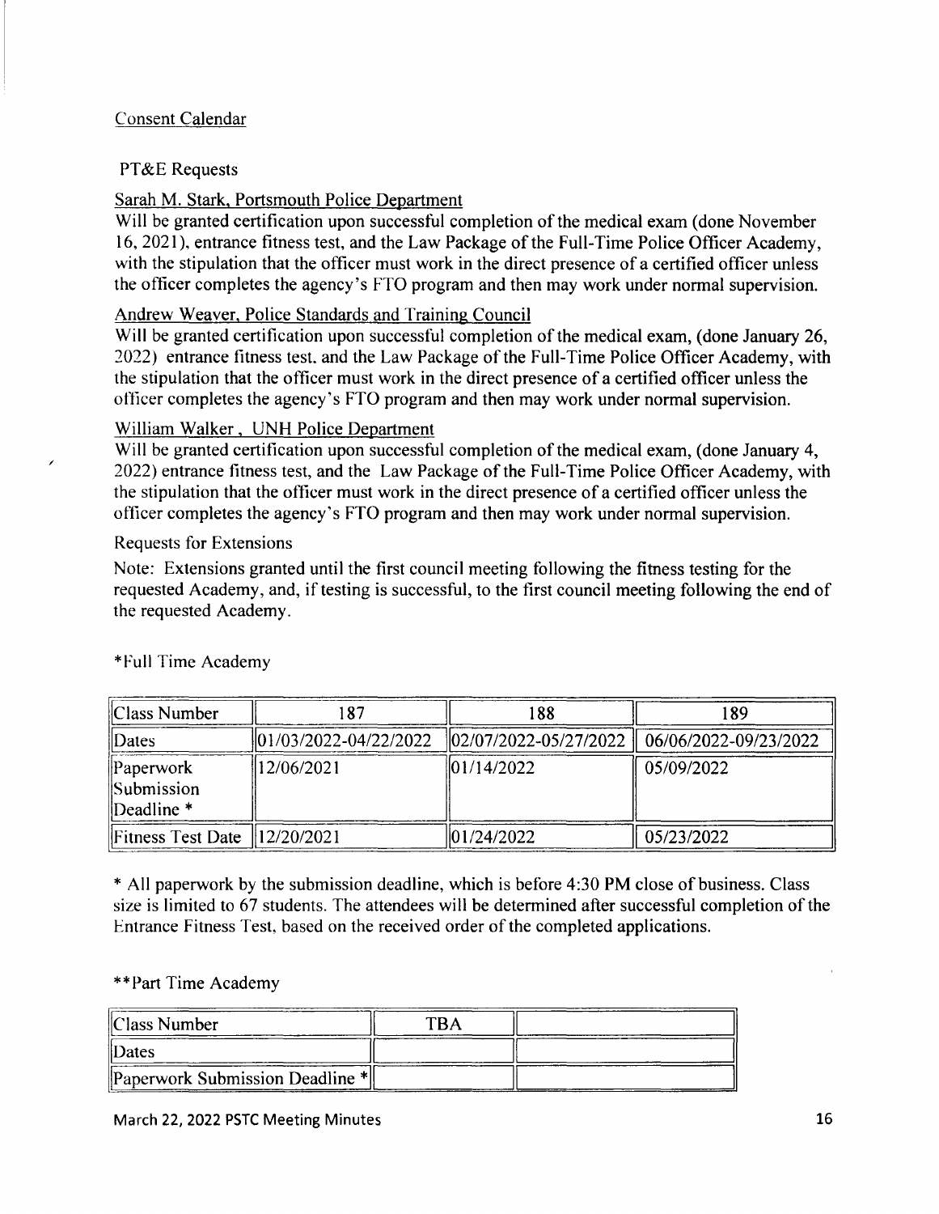Consent Calendar

PT&E Requests

Sarah M. Stark, Portsmouth Police Department

Will be granted certification upon successful completion of the medical exam (done November 16, 2021), entrance fitness test, and the Law Package of the Full-Time Police Officer Academy, with the stipulation that the officer must work in the direct presence of a certified officer unless the officer completes the agency's FTO program and then may work under normal supervision.

Andrew Weaver, Police Standards and Training Council

Will be granted certification upon successful completion of the medical exam, (done January 26, 2022) entrance fitness test, and the Law Package of the Full-Time Police Officer Academy, with the stipulation that the officer must work in the direct presence of a certified officer unless the officer completes the agency's FTO program and then may work under normal supervision.

William Walker , UNH Police Department

Will be granted certification upon successful completion of the medical exam, (done January 4, 2022) entrance fitness test, and the Law Package of the Full-Time Police Officer Academy, with the stipulation that the officer must work in the direct presence of a certified officer unless the officer completes the agency's FTO program and then may work under normal supervision.

Requests for Extensions

Note: Extensions granted until the first council meeting following the fitness testing for the requested Academy, and, if testing is successful, to the first council meeting following the end of the requested Academy.

*Full Time Academy

| Class Number | 187 | 188 | 189 |
|---|---|---|---|
| Dates | 01/03/2022-04/22/2022 | 02/07/2022-05/27/2022 | 06/06/2022-09/23/2022 |
| Paperwork Submission Deadline * | 12/06/2021 | 01/14/2022 | 05/09/2022 |
| Fitness Test Date | 12/20/2021 | 01/24/2022 | 05/23/2022 |

* All paperwork by the submission deadline, which is before 4:30 PM close of business. Class size is limited to 67 students. The attendees will be determined after successful completion of the Entrance Fitness Test, based on the received order of the completed applications.

**Part Time Academy

| Class Number | TBA | |
|---|---|---|
| Dates | | |
| Paperwork Submission Deadline * | | |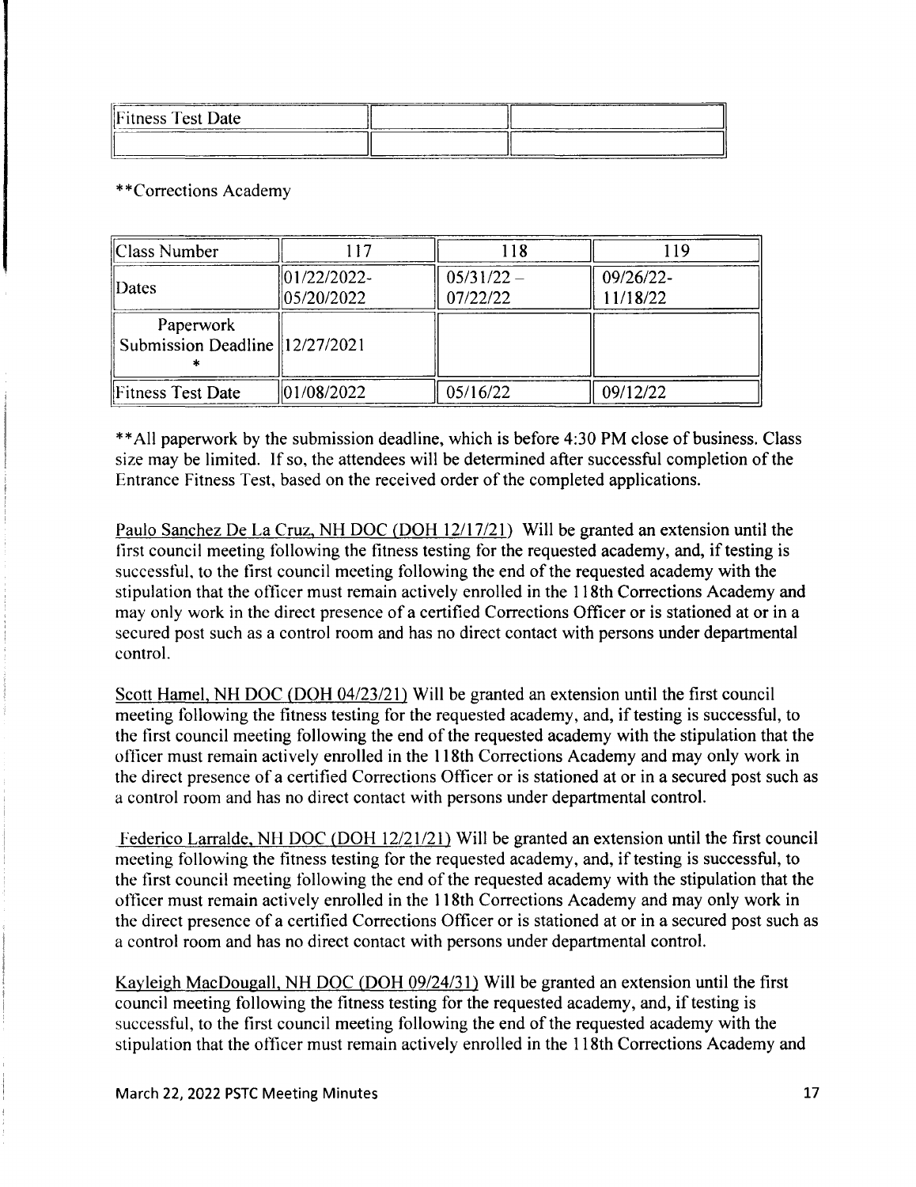| Fitness Test Date | | |
|---|---|---|
| | | |

**Corrections Academy

| Class Number | 117 | 118 | 119 |
|---|---|---|---|
| Dates | 01/22/2022-05/20/2022 | 05/31/22 – 07/22/22 | 09/26/22-11/18/22 |
| Paperwork Submission Deadline * | 12/27/2021 | | |
| Fitness Test Date | 01/08/2022 | 05/16/22 | 09/12/22 |

**All paperwork by the submission deadline, which is before 4:30 PM close of business. Class size may be limited. If so, the attendees will be determined after successful completion of the Entrance Fitness Test, based on the received order of the completed applications.

Paulo Sanchez De La Cruz, NH DOC (DOH 12/17/21) Will be granted an extension until the first council meeting following the fitness testing for the requested academy, and, if testing is successful, to the first council meeting following the end of the requested academy with the stipulation that the officer must remain actively enrolled in the 118th Corrections Academy and may only work in the direct presence of a certified Corrections Officer or is stationed at or in a secured post such as a control room and has no direct contact with persons under departmental control.

Scott Hamel, NH DOC (DOH 04/23/21) Will be granted an extension until the first council meeting following the fitness testing for the requested academy, and, if testing is successful, to the first council meeting following the end of the requested academy with the stipulation that the officer must remain actively enrolled in the 118th Corrections Academy and may only work in the direct presence of a certified Corrections Officer or is stationed at or in a secured post such as a control room and has no direct contact with persons under departmental control.

Federico Larralde, NH DOC (DOH 12/21/21) Will be granted an extension until the first council meeting following the fitness testing for the requested academy, and, if testing is successful, to the first council meeting following the end of the requested academy with the stipulation that the officer must remain actively enrolled in the 118th Corrections Academy and may only work in the direct presence of a certified Corrections Officer or is stationed at or in a secured post such as a control room and has no direct contact with persons under departmental control.

Kayleigh MacDougall, NH DOC (DOH 09/24/31) Will be granted an extension until the first council meeting following the fitness testing for the requested academy, and, if testing is successful, to the first council meeting following the end of the requested academy with the stipulation that the officer must remain actively enrolled in the 118th Corrections Academy and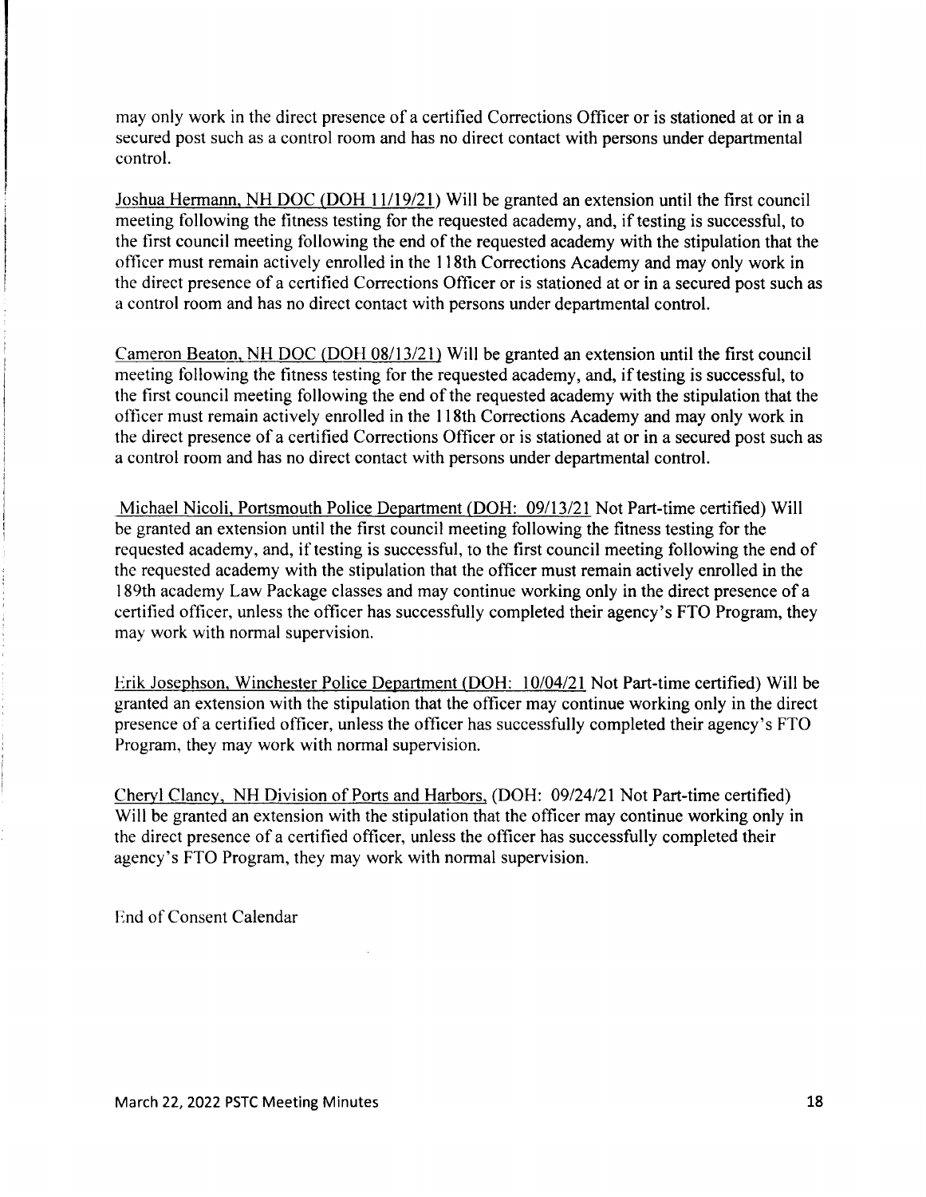may only work in the direct presence of a certified Corrections Officer or is stationed at or in a secured post such as a control room and has no direct contact with persons under departmental control.

Joshua Hermann, NH DOC (DOH 11/19/21) Will be granted an extension until the first council meeting following the fitness testing for the requested academy, and, if testing is successful, to the first council meeting following the end of the requested academy with the stipulation that the officer must remain actively enrolled in the 118th Corrections Academy and may only work in the direct presence of a certified Corrections Officer or is stationed at or in a secured post such as a control room and has no direct contact with persons under departmental control.

Cameron Beaton, NH DOC (DOH 08/13/21) Will be granted an extension until the first council meeting following the fitness testing for the requested academy, and, if testing is successful, to the first council meeting following the end of the requested academy with the stipulation that the officer must remain actively enrolled in the 118th Corrections Academy and may only work in the direct presence of a certified Corrections Officer or is stationed at or in a secured post such as a control room and has no direct contact with persons under departmental control.

Michael Nicoli, Portsmouth Police Department (DOH: 09/13/21 Not Part-time certified) Will be granted an extension until the first council meeting following the fitness testing for the requested academy, and, if testing is successful, to the first council meeting following the end of the requested academy with the stipulation that the officer must remain actively enrolled in the 189th academy Law Package classes and may continue working only in the direct presence of a certified officer, unless the officer has successfully completed their agency's FTO Program, they may work with normal supervision.

Erik Josephson, Winchester Police Department (DOH: 10/04/21 Not Part-time certified) Will be granted an extension with the stipulation that the officer may continue working only in the direct presence of a certified officer, unless the officer has successfully completed their agency's FTO Program, they may work with normal supervision.

Cheryl Clancy, NH Division of Ports and Harbors, (DOH: 09/24/21 Not Part-time certified) Will be granted an extension with the stipulation that the officer may continue working only in the direct presence of a certified officer, unless the officer has successfully completed their agency's FTO Program, they may work with normal supervision.

End of Consent Calendar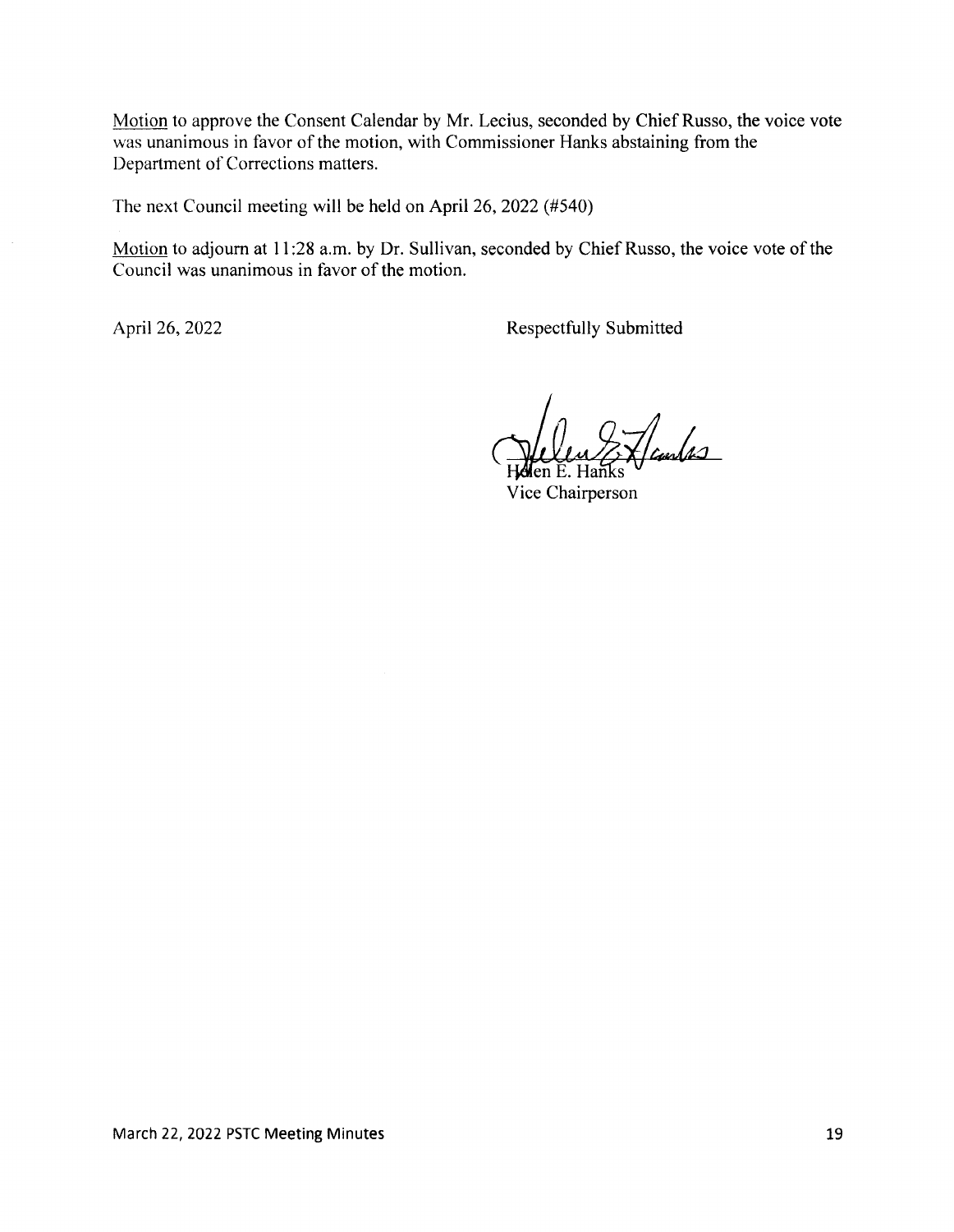<u>Motion</u> to approve the Consent Calendar by Mr. Lecius, seconded by Chief Russo, the voice vote was unanimous in favor of the motion, with Commissioner Hanks abstaining from the Department of Corrections matters.

The next Council meeting will be held on April 26, 2022 (#540)

<u>Motion</u> to adjourn at 11:28 a.m. by Dr. Sullivan, seconded by Chief Russo, the voice vote of the Council was unanimous in favor of the motion.

April 26, 2022

Respectfully Submitted

Helen E. Hanks
Vice Chairperson